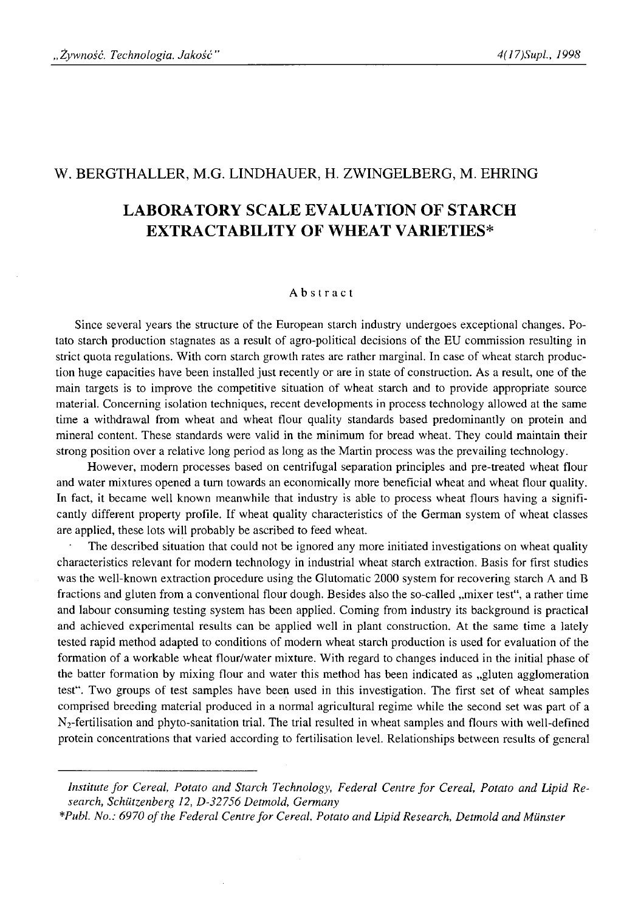W. BERGTHALLER, M.G. LINDHAUER, H. ZWINGELBERG, M. EHRING

# LABORATORY SCALE EVALUATION OF STARCH EXTRACTABILITY OF WHEAT VARIETIES*

## Abstract

Since several years the structure of the European starch industry undergoes exceptional changes. Potato starch production stagnates as a result of agro-political decisions of the EU commission resulting in strict quota regulations. With corn starch growth rates are rather marginal. In case of wheat starch production huge capacities have been installed just recently or are in state of construction. As a result, one of the main targets is to improve the competitive situation of wheat starch and to provide appropriate source material. Concerning isolation techniques, recent developments in process technology allowed at the same time a withdrawal from wheat and wheat flour quality standards based predominantly on protein and mineral content. These standards were valid in the minimum for bread wheat. They could maintain their strong position over a relative long period as long as the Martin process was the prevailing technology.

However, modern processes based on centrifugal separation principles and pre-treated wheat flour and water mixtures opened a turn towards an economically more beneficial wheat and wheat flour quality. In fact, it became well known meanwhile that industry is able to process wheat flours having a significantly different property profile. If wheat quality characteristics of the German system of wheat classes are applied, these lots will probably be ascribed to feed wheat.

The described situation that could not be ignored any more initiated investigations on wheat quality characteristics relevant for modern technology in industrial wheat starch extraction. Basis for first studies was the well-known extraction procedure using the Glutomatic 2000 system for recovering starch A and B fractions and gluten from a conventional flour dough. Besides also the so-called „mixer test", a rather time and labour consuming testing system has been applied. Coming from industry its background is practical and achieved experimental results can be applied well in plant construction. At the same time a lately tested rapid method adapted to conditions of modern wheat starch production is used for evaluation of the formation of a workable wheat flour/water mixture. With regard to changes induced in the initial phase of the batter formation by mixing flour and water this method has been indicated as „gluten agglomeration test". Two groups of test samples have been used in this investigation. The first set of wheat samples comprised breeding material produced in a normal agricultural regime while the second set was part of a $N_2$-fertilisation and phyto-sanitation trial. The trial resulted in wheat samples and flours with well-defined protein concentrations that varied according to fertilisation level. Relationships between results of general

---

*Institute for Cereal, Potato and Starch Technology, Federal Centre for Cereal, Potato and Lipid Research, Schützenberg 12, D-32756 Detmold, Germany*

*\*Publ. No.: 6970 of the Federal Centre for Cereal, Potato and Lipid Research, Detmold and Münster*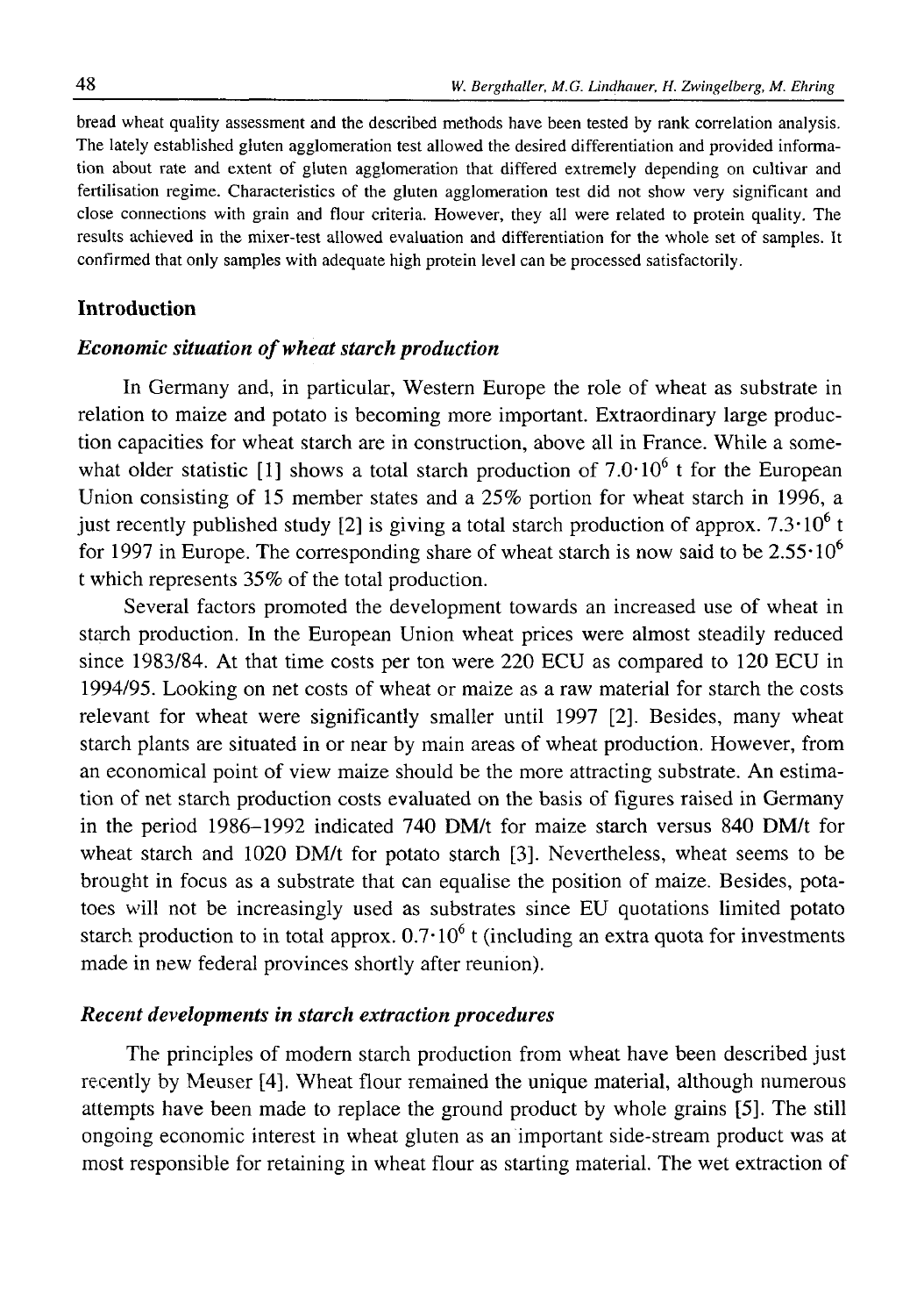bread wheat quality assessment and the described methods have been tested by rank correlation analysis. The lately established gluten agglomeration test allowed the desired differentiation and provided information about rate and extent of gluten agglomeration that differed extremely depending on cultivar and fertilisation regime. Characteristics of the gluten agglomeration test did not show very significant and close connections with grain and flour criteria. However, they all were related to protein quality. The results achieved in the mixer-test allowed evaluation and differentiation for the whole set of samples. It confirmed that only samples with adequate high protein level can be processed satisfactorily.

## Introduction

### *Economic situation of wheat starch production*

In Germany and, in particular, Western Europe the role of wheat as substrate in relation to maize and potato is becoming more important. Extraordinary large production capacities for wheat starch are in construction, above all in France. While a somewhat older statistic [1] shows a total starch production of $7.0 \cdot 10^6$ t for the European Union consisting of 15 member states and a 25% portion for wheat starch in 1996, a just recently published study [2] is giving a total starch production of approx. $7.3 \cdot 10^6$ t for 1997 in Europe. The corresponding share of wheat starch is now said to be $2.55 \cdot 10^6$ t which represents 35% of the total production.

Several factors promoted the development towards an increased use of wheat in starch production. In the European Union wheat prices were almost steadily reduced since 1983/84. At that time costs per ton were 220 ECU as compared to 120 ECU in 1994/95. Looking on net costs of wheat or maize as a raw material for starch the costs relevant for wheat were significantly smaller until 1997 [2]. Besides, many wheat starch plants are situated in or near by main areas of wheat production. However, from an economical point of view maize should be the more attracting substrate. An estimation of net starch production costs evaluated on the basis of figures raised in Germany in the period 1986–1992 indicated 740 DM/t for maize starch versus 840 DM/t for wheat starch and 1020 DM/t for potato starch [3]. Nevertheless, wheat seems to be brought in focus as a substrate that can equalise the position of maize. Besides, potatoes will not be increasingly used as substrates since EU quotations limited potato starch production to in total approx. $0.7 \cdot 10^6$ t (including an extra quota for investments made in new federal provinces shortly after reunion).

### *Recent developments in starch extraction procedures*

The principles of modern starch production from wheat have been described just recently by Meuser [4]. Wheat flour remained the unique material, although numerous attempts have been made to replace the ground product by whole grains [5]. The still ongoing economic interest in wheat gluten as an important side-stream product was at most responsible for retaining in wheat flour as starting material. The wet extraction of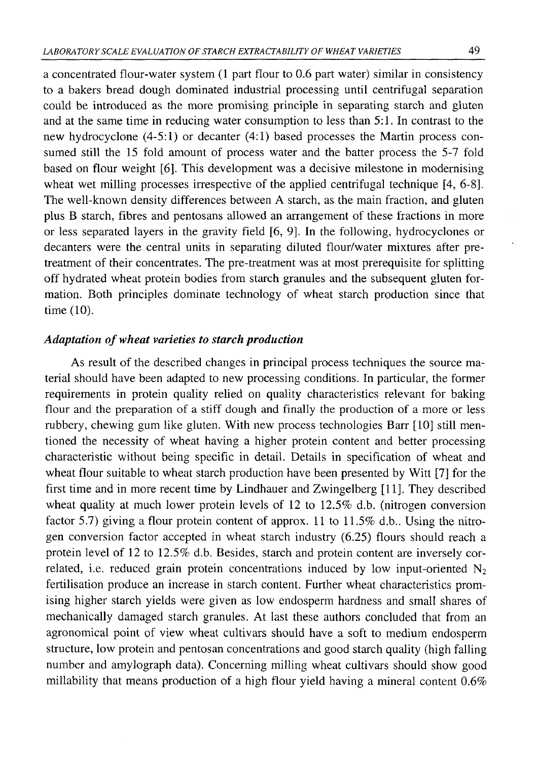a concentrated flour-water system (1 part flour to 0.6 part water) similar in consistency to a bakers bread dough dominated industrial processing until centrifugal separation could be introduced as the more promising principle in separating starch and gluten and at the same time in reducing water consumption to less than 5:1. In contrast to the new hydrocyclone (4-5:1) or decanter (4:1) based processes the Martin process consumed still the 15 fold amount of process water and the batter process the 5-7 fold based on flour weight [6]. This development was a decisive milestone in modernising wheat wet milling processes irrespective of the applied centrifugal technique [4, 6-8]. The well-known density differences between A starch, as the main fraction, and gluten plus B starch, fibres and pentosans allowed an arrangement of these fractions in more or less separated layers in the gravity field [6, 9]. In the following, hydrocyclones or decanters were the central units in separating diluted flour/water mixtures after pretreatment of their concentrates. The pre-treatment was at most prerequisite for splitting off hydrated wheat protein bodies from starch granules and the subsequent gluten formation. Both principles dominate technology of wheat starch production since that time (10).

### *Adaptation of wheat varieties to starch production*

As result of the described changes in principal process techniques the source material should have been adapted to new processing conditions. In particular, the former requirements in protein quality relied on quality characteristics relevant for baking flour and the preparation of a stiff dough and finally the production of a more or less rubbery, chewing gum like gluten. With new process technologies Barr [10] still mentioned the necessity of wheat having a higher protein content and better processing characteristic without being specific in detail. Details in specification of wheat and wheat flour suitable to wheat starch production have been presented by Witt [7] for the first time and in more recent time by Lindhauer and Zwingelberg [11]. They described wheat quality at much lower protein levels of 12 to 12.5% d.b. (nitrogen conversion factor 5.7) giving a flour protein content of approx. 11 to 11.5% d.b.. Using the nitrogen conversion factor accepted in wheat starch industry (6.25) flours should reach a protein level of 12 to 12.5% d.b. Besides, starch and protein content are inversely correlated, i.e. reduced grain protein concentrations induced by low input-oriented $N_2$ fertilisation produce an increase in starch content. Further wheat characteristics promising higher starch yields were given as low endosperm hardness and small shares of mechanically damaged starch granules. At last these authors concluded that from an agronomical point of view wheat cultivars should have a soft to medium endosperm structure, low protein and pentosan concentrations and good starch quality (high falling number and amylograph data). Concerning milling wheat cultivars should show good millability that means production of a high flour yield having a mineral content 0.6%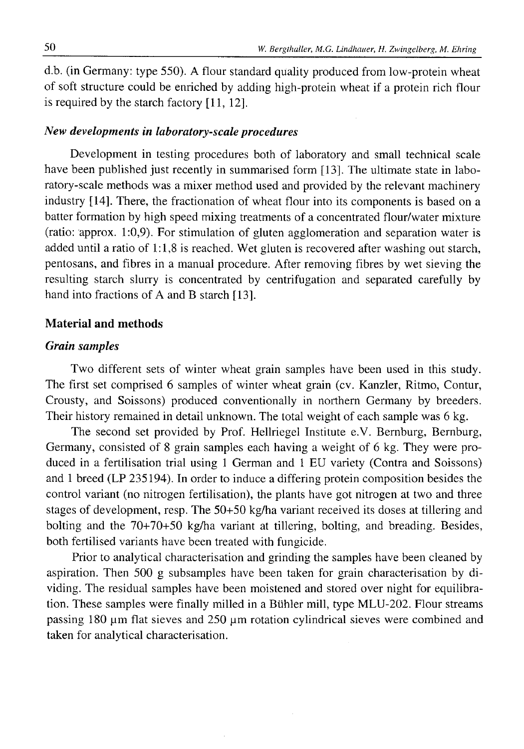d.b. (in Germany: type 550). A flour standard quality produced from low-protein wheat of soft structure could be enriched by adding high-protein wheat if a protein rich flour is required by the starch factory [11, 12].

### *New developments in laboratory-scale procedures*

Development in testing procedures both of laboratory and small technical scale have been published just recently in summarised form [13]. The ultimate state in laboratory-scale methods was a mixer method used and provided by the relevant machinery industry [14]. There, the fractionation of wheat flour into its components is based on a batter formation by high speed mixing treatments of a concentrated flour/water mixture (ratio: approx. 1:0,9). For stimulation of gluten agglomeration and separation water is added until a ratio of 1:1,8 is reached. Wet gluten is recovered after washing out starch, pentosans, and fibres in a manual procedure. After removing fibres by wet sieving the resulting starch slurry is concentrated by centrifugation and separated carefully by hand into fractions of A and B starch [13].

## Material and methods

### *Grain samples*

Two different sets of winter wheat grain samples have been used in this study. The first set comprised 6 samples of winter wheat grain (cv. Kanzler, Ritmo, Contur, Crousty, and Soissons) produced conventionally in northern Germany by breeders. Their history remained in detail unknown. The total weight of each sample was 6 kg.

The second set provided by Prof. Hellriegel Institute e.V. Bernburg, Bernburg, Germany, consisted of 8 grain samples each having a weight of 6 kg. They were produced in a fertilisation trial using 1 German and 1 EU variety (Contra and Soissons) and 1 breed (LP 235194). In order to induce a differing protein composition besides the control variant (no nitrogen fertilisation), the plants have got nitrogen at two and three stages of development, resp. The 50+50 kg/ha variant received its doses at tillering and bolting and the 70+70+50 kg/ha variant at tillering, bolting, and breading. Besides, both fertilised variants have been treated with fungicide.

Prior to analytical characterisation and grinding the samples have been cleaned by aspiration. Then 500 g subsamples have been taken for grain characterisation by dividing. The residual samples have been moistened and stored over night for equilibration. These samples were finally milled in a Bühler mill, type MLU-202. Flour streams passing 180 µm flat sieves and 250 µm rotation cylindrical sieves were combined and taken for analytical characterisation.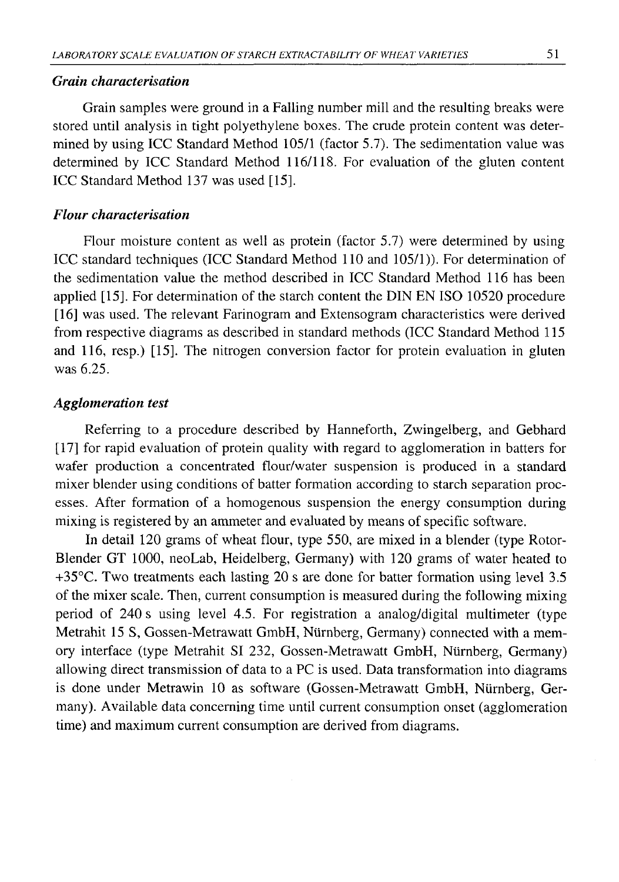### *Grain characterisation*

Grain samples were ground in a Falling number mill and the resulting breaks were stored until analysis in tight polyethylene boxes. The crude protein content was determined by using ICC Standard Method 105/1 (factor 5.7). The sedimentation value was determined by ICC Standard Method 116/118. For evaluation of the gluten content ICC Standard Method 137 was used [15].

### *Flour characterisation*

Flour moisture content as well as protein (factor 5.7) were determined by using ICC standard techniques (ICC Standard Method 110 and 105/1)). For determination of the sedimentation value the method described in ICC Standard Method 116 has been applied [15]. For determination of the starch content the DIN EN ISO 10520 procedure [16] was used. The relevant Farinogram and Extensogram characteristics were derived from respective diagrams as described in standard methods (ICC Standard Method 115 and 116, resp.) [15]. The nitrogen conversion factor for protein evaluation in gluten was 6.25.

### *Agglomeration test*

Referring to a procedure described by Hanneforth, Zwingelberg, and Gebhard [17] for rapid evaluation of protein quality with regard to agglomeration in batters for wafer production a concentrated flour/water suspension is produced in a standard mixer blender using conditions of batter formation according to starch separation processes. After formation of a homogenous suspension the energy consumption during mixing is registered by an ammeter and evaluated by means of specific software.

In detail 120 grams of wheat flour, type 550, are mixed in a blender (type Rotor-Blender GT 1000, neoLab, Heidelberg, Germany) with 120 grams of water heated to +35°C. Two treatments each lasting 20 s are done for batter formation using level 3.5 of the mixer scale. Then, current consumption is measured during the following mixing period of 240 s using level 4.5. For registration a analog/digital multimeter (type Metrahit 15 S, Gossen-Metrawatt GmbH, Nürnberg, Germany) connected with a memory interface (type Metrahit SI 232, Gossen-Metrawatt GmbH, Nürnberg, Germany) allowing direct transmission of data to a PC is used. Data transformation into diagrams is done under Metrawin 10 as software (Gossen-Metrawatt GmbH, Nürnberg, Germany). Available data concerning time until current consumption onset (agglomeration time) and maximum current consumption are derived from diagrams.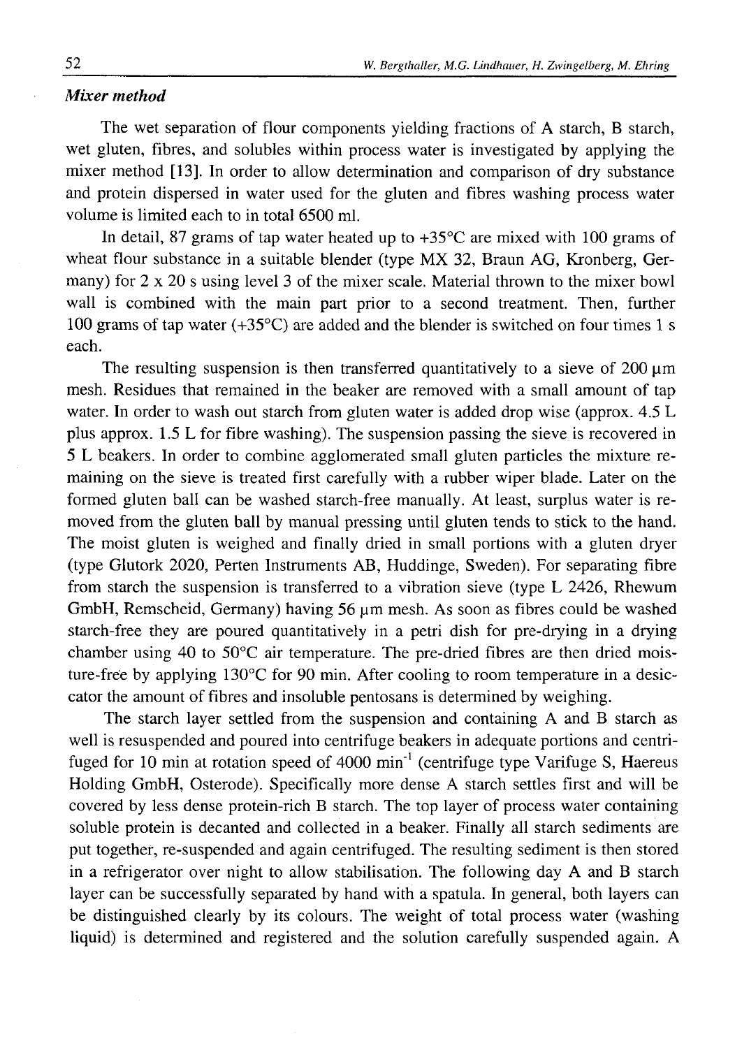### *Mixer method*

The wet separation of flour components yielding fractions of A starch, B starch, wet gluten, fibres, and solubles within process water is investigated by applying the mixer method [13]. In order to allow determination and comparison of dry substance and protein dispersed in water used for the gluten and fibres washing process water volume is limited each to in total 6500 ml.

In detail, 87 grams of tap water heated up to +35°C are mixed with 100 grams of wheat flour substance in a suitable blender (type MX 32, Braun AG, Kronberg, Germany) for 2 x 20 s using level 3 of the mixer scale. Material thrown to the mixer bowl wall is combined with the main part prior to a second treatment. Then, further 100 grams of tap water (+35°C) are added and the blender is switched on four times 1 s each.

The resulting suspension is then transferred quantitatively to a sieve of 200 µm mesh. Residues that remained in the beaker are removed with a small amount of tap water. In order to wash out starch from gluten water is added drop wise (approx. 4.5 L plus approx. 1.5 L for fibre washing). The suspension passing the sieve is recovered in 5 L beakers. In order to combine agglomerated small gluten particles the mixture remaining on the sieve is treated first carefully with a rubber wiper blade. Later on the formed gluten ball can be washed starch-free manually. At least, surplus water is removed from the gluten ball by manual pressing until gluten tends to stick to the hand. The moist gluten is weighed and finally dried in small portions with a gluten dryer (type Glutork 2020, Perten Instruments AB, Huddinge, Sweden). For separating fibre from starch the suspension is transferred to a vibration sieve (type L 2426, Rhewum GmbH, Remscheid, Germany) having 56 µm mesh. As soon as fibres could be washed starch-free they are poured quantitatively in a petri dish for pre-drying in a drying chamber using 40 to 50°C air temperature. The pre-dried fibres are then dried moisture-free by applying 130°C for 90 min. After cooling to room temperature in a desiccator the amount of fibres and insoluble pentosans is determined by weighing.

The starch layer settled from the suspension and containing A and B starch as well is resuspended and poured into centrifuge beakers in adequate portions and centrifuged for 10 min at rotation speed of 4000 $min^{-1}$ (centrifuge type Varifuge S, Haereus Holding GmbH, Osterode). Specifically more dense A starch settles first and will be covered by less dense protein-rich B starch. The top layer of process water containing soluble protein is decanted and collected in a beaker. Finally all starch sediments are put together, re-suspended and again centrifuged. The resulting sediment is then stored in a refrigerator over night to allow stabilisation. The following day A and B starch layer can be successfully separated by hand with a spatula. In general, both layers can be distinguished clearly by its colours. The weight of total process water (washing liquid) is determined and registered and the solution carefully suspended again. A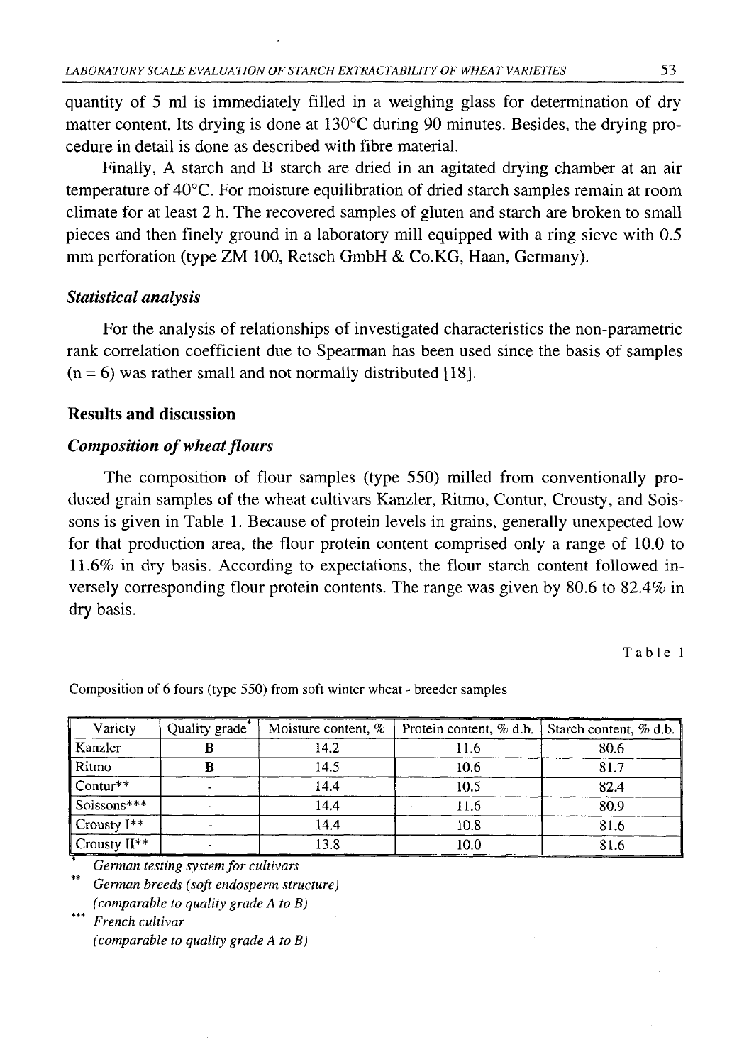quantity of 5 ml is immediately filled in a weighing glass for determination of dry matter content. Its drying is done at 130°C during 90 minutes. Besides, the drying procedure in detail is done as described with fibre material.

Finally, A starch and B starch are dried in an agitated drying chamber at an air temperature of 40°C. For moisture equilibration of dried starch samples remain at room climate for at least 2 h. The recovered samples of gluten and starch are broken to small pieces and then finely ground in a laboratory mill equipped with a ring sieve with 0.5 mm perforation (type ZM 100, Retsch GmbH & Co.KG, Haan, Germany).

### *Statistical analysis*

For the analysis of relationships of investigated characteristics the non-parametric rank correlation coefficient due to Spearman has been used since the basis of samples (n = 6) was rather small and not normally distributed [18].

## Results and discussion

### *Composition of wheat flours*

The composition of flour samples (type 550) milled from conventionally produced grain samples of the wheat cultivars Kanzler, Ritmo, Contur, Crousty, and Soissons is given in Table 1. Because of protein levels in grains, generally unexpected low for that production area, the flour protein content comprised only a range of 10.0 to 11.6% in dry basis. According to expectations, the flour starch content followed inversely corresponding flour protein contents. The range was given by 80.6 to 82.4% in dry basis.

Table 1

Composition of 6 fours (type 550) from soft winter wheat - breeder samples

| Variety | Quality grade* | Moisture content, % | Protein content, % d.b. | Starch content, % d.b. |
|---|---|---|---|---|
| Kanzler | **B** | 14.2 | 11.6 | 80.6 |
| Ritmo | **B** | 14.5 | 10.6 | 81.7 |
| Contur** | - | 14.4 | 10.5 | 82.4 |
| Soissons*** | - | 14.4 | 11.6 | 80.9 |
| Crousty I** | - | 14.4 | 10.8 | 81.6 |
| Crousty II** | - | 13.8 | 10.0 | 81.6 |

\* *German testing system for cultivars*

\*\* *German breeds (soft endosperm structure) (comparable to quality grade A to B)*

\*\*\* *French cultivar (comparable to quality grade A to B)*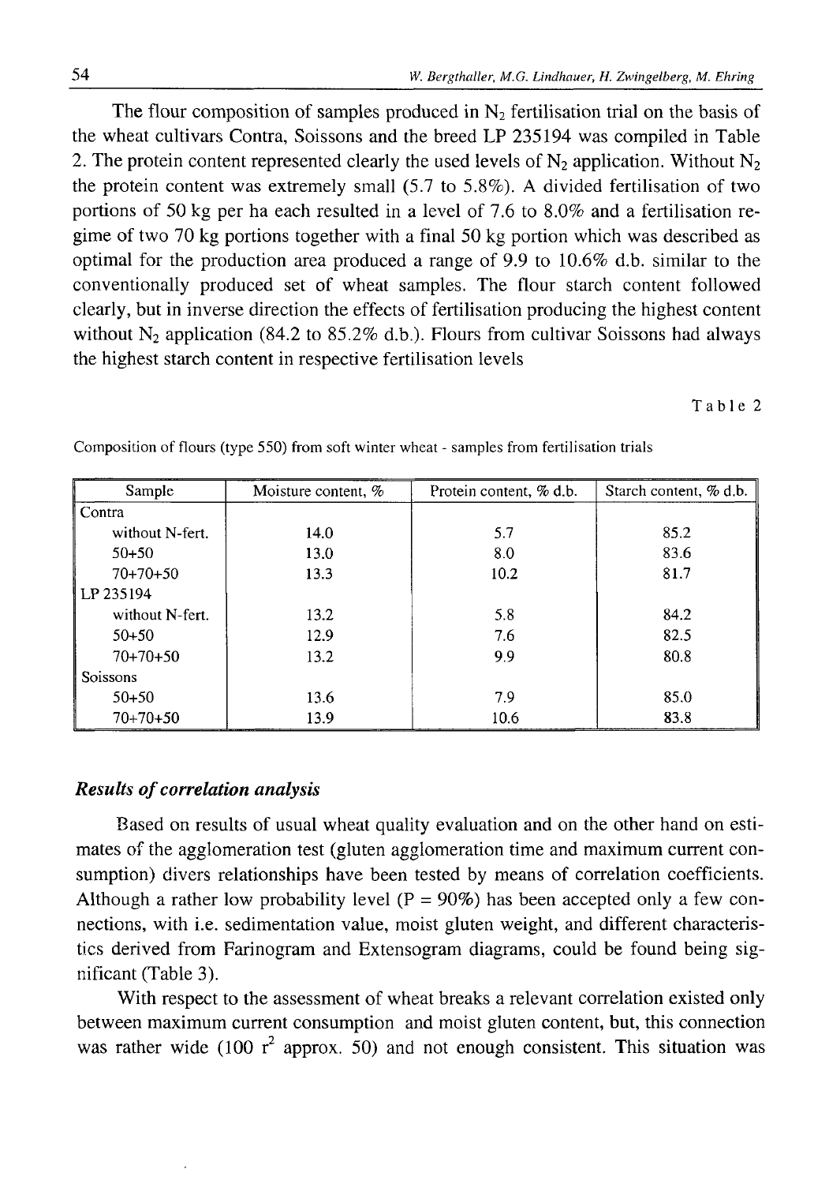The flour composition of samples produced in $N_2$ fertilisation trial on the basis of the wheat cultivars Contra, Soissons and the breed LP 235194 was compiled in Table 2. The protein content represented clearly the used levels of $N_2$ application. Without $N_2$ the protein content was extremely small (5.7 to 5.8%). A divided fertilisation of two portions of 50 kg per ha each resulted in a level of 7.6 to 8.0% and a fertilisation regime of two 70 kg portions together with a final 50 kg portion which was described as optimal for the production area produced a range of 9.9 to 10.6% d.b. similar to the conventionally produced set of wheat samples. The flour starch content followed clearly, but in inverse direction the effects of fertilisation producing the highest content without $N_2$ application (84.2 to 85.2% d.b.). Flours from cultivar Soissons had always the highest starch content in respective fertilisation levels

Table 2

Composition of flours (type 550) from soft winter wheat - samples from fertilisation trials

| Sample | Moisture content, % | Protein content, % d.b. | Starch content, % d.b. |
|---|---|---|---|
| Contra | | | |
| without N-fert. | 14.0 | 5.7 | 85.2 |
| 50+50 | 13.0 | 8.0 | 83.6 |
| 70+70+50 | 13.3 | 10.2 | 81.7 |
| LP 235194 | | | |
| without N-fert. | 13.2 | 5.8 | 84.2 |
| 50+50 | 12.9 | 7.6 | 82.5 |
| 70+70+50 | 13.2 | 9.9 | 80.8 |
| Soissons | | | |
| 50+50 | 13.6 | 7.9 | 85.0 |
| 70+70+50 | 13.9 | 10.6 | 83.8 |

### *Results of correlation analysis*

Based on results of usual wheat quality evaluation and on the other hand on estimates of the agglomeration test (gluten agglomeration time and maximum current consumption) divers relationships have been tested by means of correlation coefficients. Although a rather low probability level (P = 90%) has been accepted only a few connections, with i.e. sedimentation value, moist gluten weight, and different characteristics derived from Farinogram and Extensogram diagrams, could be found being significant (Table 3).

With respect to the assessment of wheat breaks a relevant correlation existed only between maximum current consumption and moist gluten content, but, this connection was rather wide (100 $r^2$ approx. 50) and not enough consistent. This situation was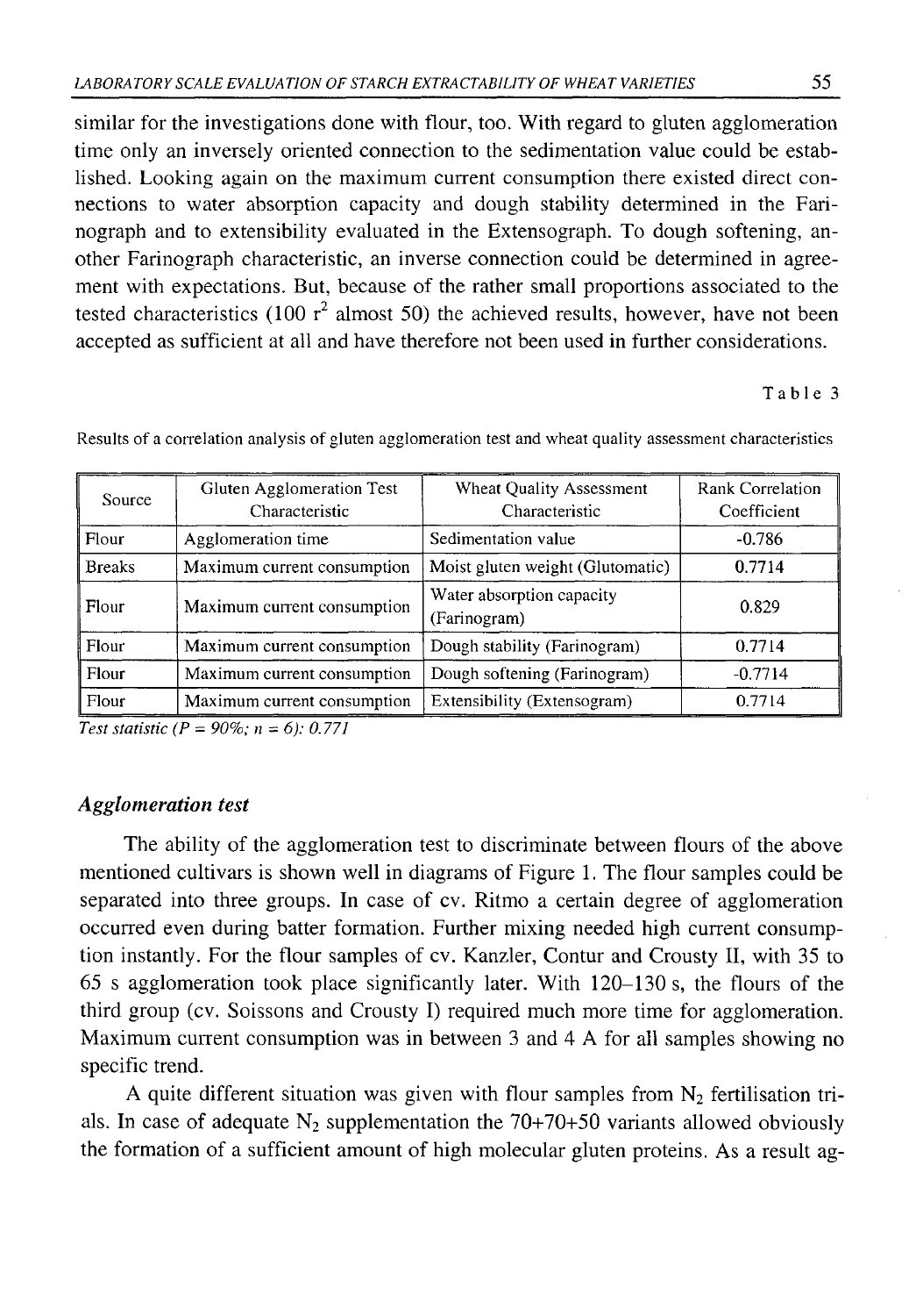similar for the investigations done with flour, too. With regard to gluten agglomeration time only an inversely oriented connection to the sedimentation value could be established. Looking again on the maximum current consumption there existed direct connections to water absorption capacity and dough stability determined in the Farinograph and to extensibility evaluated in the Extensograph. To dough softening, another Farinograph characteristic, an inverse connection could be determined in agreement with expectations. But, because of the rather small proportions associated to the tested characteristics (100 $r^2$ almost 50) the achieved results, however, have not been accepted as sufficient at all and have therefore not been used in further considerations.

Table 3

Results of a correlation analysis of gluten agglomeration test and wheat quality assessment characteristics

| Source | Gluten Agglomeration Test Characteristic | Wheat Quality Assessment Characteristic | Rank Correlation Coefficient |
|---|---|---|---|
| Flour | Agglomeration time | Sedimentation value | -0.786 |
| Breaks | Maximum current consumption | Moist gluten weight (Glutomatic) | 0.7714 |
| Flour | Maximum current consumption | Water absorption capacity (Farinogram) | 0.829 |
| Flour | Maximum current consumption | Dough stability (Farinogram) | 0.7714 |
| Flour | Maximum current consumption | Dough softening (Farinogram) | -0.7714 |
| Flour | Maximum current consumption | Extensibility (Extensogram) | 0.7714 |

*Test statistic ($P$ = 90%; $n$ = 6): 0.771*

### *Agglomeration test*

The ability of the agglomeration test to discriminate between flours of the above mentioned cultivars is shown well in diagrams of Figure 1. The flour samples could be separated into three groups. In case of cv. Ritmo a certain degree of agglomeration occurred even during batter formation. Further mixing needed high current consumption instantly. For the flour samples of cv. Kanzler, Contur and Crousty II, with 35 to 65 s agglomeration took place significantly later. With 120–130 s, the flours of the third group (cv. Soissons and Crousty I) required much more time for agglomeration. Maximum current consumption was in between 3 and 4 A for all samples showing no specific trend.

A quite different situation was given with flour samples from $N_2$ fertilisation trials. In case of adequate $N_2$ supplementation the 70+70+50 variants allowed obviously the formation of a sufficient amount of high molecular gluten proteins. As a result ag-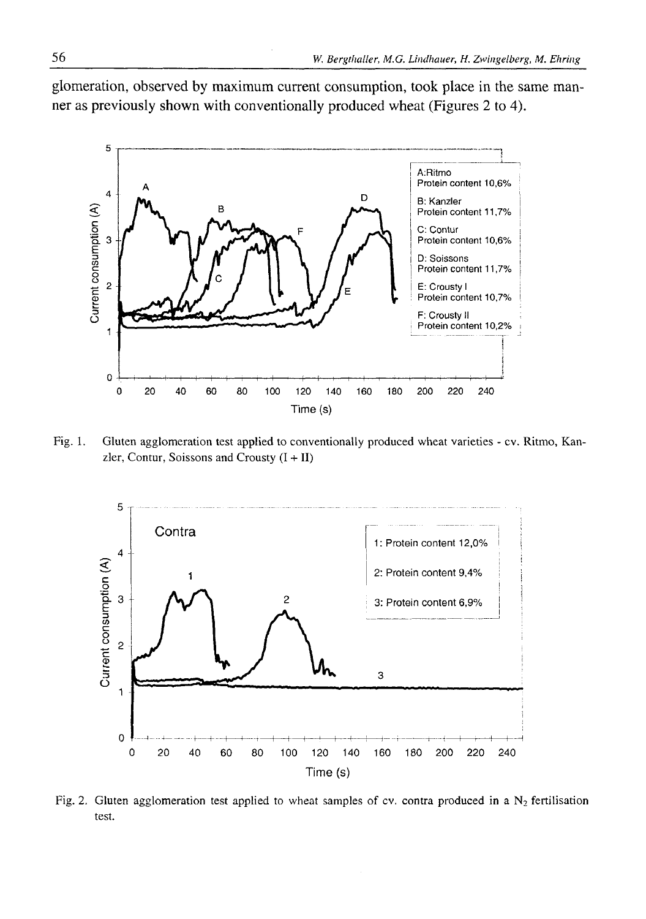glomeration, observed by maximum current consumption, took place in the same manner as previously shown with conventionally produced wheat (Figures 2 to 4).

Fig. 1. Gluten agglomeration test applied to conventionally produced wheat varieties - cv. Ritmo, Kanzler, Contur, Soissons and Crousty (I + II)

Fig. 2. Gluten agglomeration test applied to wheat samples of cv. contra produced in a $N_2$ fertilisation test.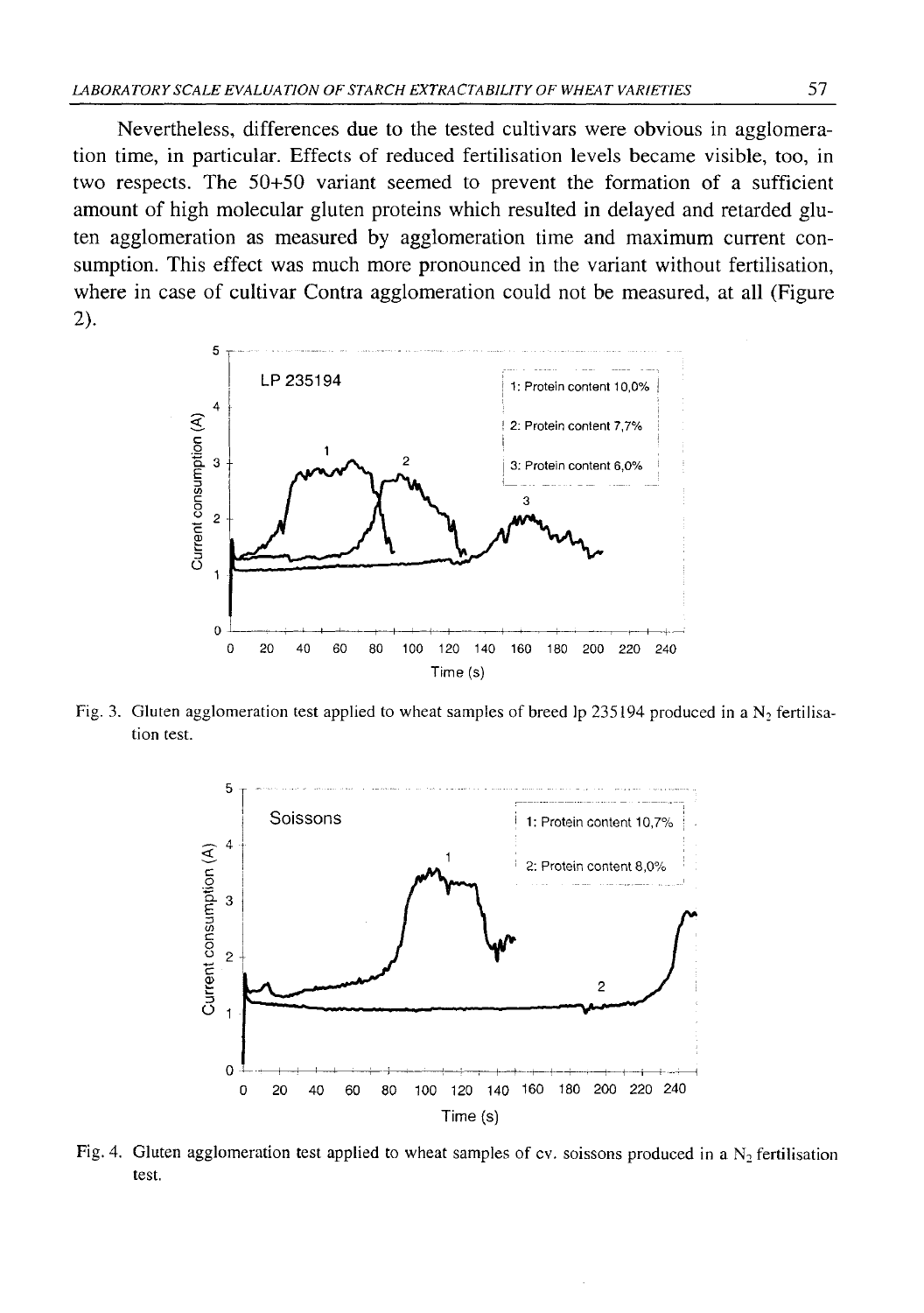Nevertheless, differences due to the tested cultivars were obvious in agglomeration time, in particular. Effects of reduced fertilisation levels became visible, too, in two respects. The 50+50 variant seemed to prevent the formation of a sufficient amount of high molecular gluten proteins which resulted in delayed and retarded gluten agglomeration as measured by agglomeration time and maximum current consumption. This effect was much more pronounced in the variant without fertilisation, where in case of cultivar Contra agglomeration could not be measured, at all (Figure 2).

Fig. 3. Gluten agglomeration test applied to wheat samples of breed lp 235194 produced in a $N_2$ fertilisation test.

Fig. 4. Gluten agglomeration test applied to wheat samples of cv. soissons produced in a $N_2$ fertilisation test.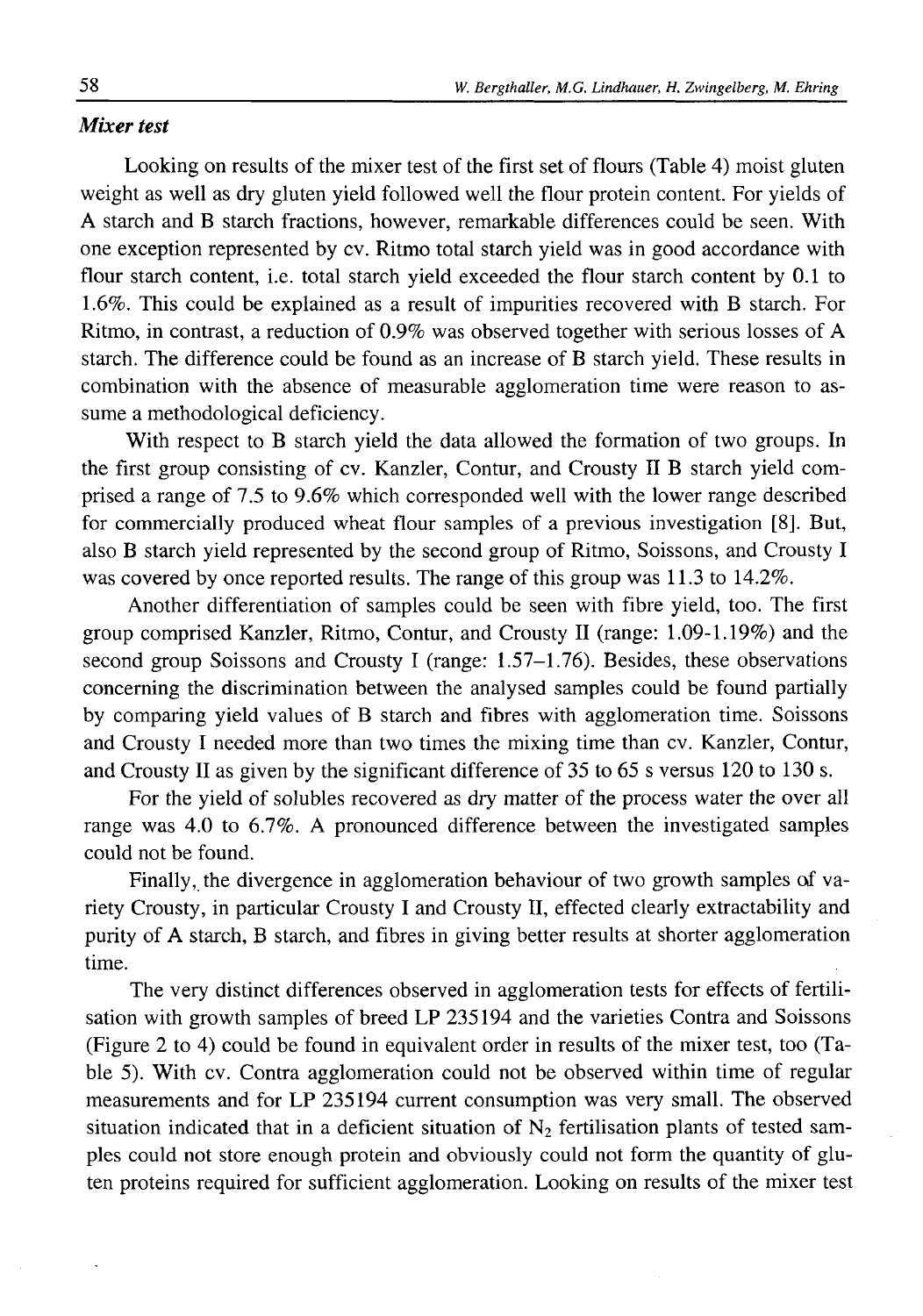### *Mixer test*

Looking on results of the mixer test of the first set of flours (Table 4) moist gluten weight as well as dry gluten yield followed well the flour protein content. For yields of A starch and B starch fractions, however, remarkable differences could be seen. With one exception represented by cv. Ritmo total starch yield was in good accordance with flour starch content, i.e. total starch yield exceeded the flour starch content by 0.1 to 1.6%. This could be explained as a result of impurities recovered with B starch. For Ritmo, in contrast, a reduction of 0.9% was observed together with serious losses of A starch. The difference could be found as an increase of B starch yield. These results in combination with the absence of measurable agglomeration time were reason to assume a methodological deficiency.

With respect to B starch yield the data allowed the formation of two groups. In the first group consisting of cv. Kanzler, Contur, and Crousty II B starch yield comprised a range of 7.5 to 9.6% which corresponded well with the lower range described for commercially produced wheat flour samples of a previous investigation [8]. But, also B starch yield represented by the second group of Ritmo, Soissons, and Crousty I was covered by once reported results. The range of this group was 11.3 to 14.2%.

Another differentiation of samples could be seen with fibre yield, too. The first group comprised Kanzler, Ritmo, Contur, and Crousty II (range: 1.09-1.19%) and the second group Soissons and Crousty I (range: 1.57–1.76). Besides, these observations concerning the discrimination between the analysed samples could be found partially by comparing yield values of B starch and fibres with agglomeration time. Soissons and Crousty I needed more than two times the mixing time than cv. Kanzler, Contur, and Crousty II as given by the significant difference of 35 to 65 s versus 120 to 130 s.

For the yield of solubles recovered as dry matter of the process water the over all range was 4.0 to 6.7%. A pronounced difference between the investigated samples could not be found.

Finally, the divergence in agglomeration behaviour of two growth samples of variety Crousty, in particular Crousty I and Crousty II, effected clearly extractability and purity of A starch, B starch, and fibres in giving better results at shorter agglomeration time.

The very distinct differences observed in agglomeration tests for effects of fertilisation with growth samples of breed LP 235194 and the varieties Contra and Soissons (Figure 2 to 4) could be found in equivalent order in results of the mixer test, too (Table 5). With cv. Contra agglomeration could not be observed within time of regular measurements and for LP 235194 current consumption was very small. The observed situation indicated that in a deficient situation of $N_2$ fertilisation plants of tested samples could not store enough protein and obviously could not form the quantity of gluten proteins required for sufficient agglomeration. Looking on results of the mixer test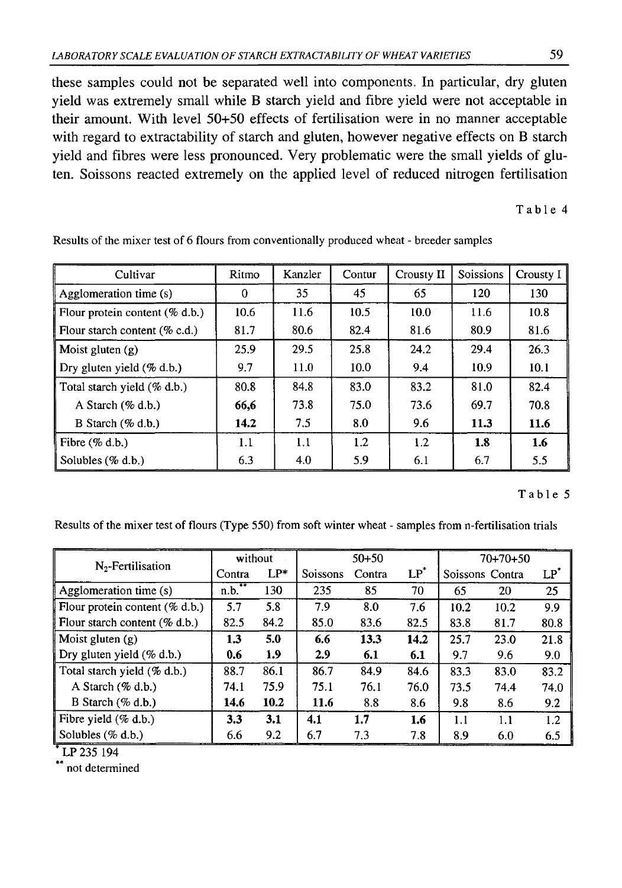these samples could not be separated well into components. In particular, dry gluten yield was extremely small while B starch yield and fibre yield were not acceptable in their amount. With level 50+50 effects of fertilisation were in no manner acceptable with regard to extractability of starch and gluten, however negative effects on B starch yield and fibres were less pronounced. Very problematic were the small yields of gluten. Soissons reacted extremely on the applied level of reduced nitrogen fertilisation

Table 4

Results of the mixer test of 6 flours from conventionally produced wheat - breeder samples

| Cultivar | Ritmo | Kanzler | Contur | Crousty II | Soissions | Crousty I |
|---|---|---|---|---|---|---|
| Agglomeration time (s) | 0 | 35 | 45 | 65 | 120 | 130 |
| Flour protein content (% d.b.) | 10.6 | 11.6 | 10.5 | 10.0 | 11.6 | 10.8 |
| Flour starch content (% c.d.) | 81.7 | 80.6 | 82.4 | 81.6 | 80.9 | 81.6 |
| Moist gluten (g) | 25.9 | 29.5 | 25.8 | 24.2 | 29.4 | 26.3 |
| Dry gluten yield (% d.b.) | 9.7 | 11.0 | 10.0 | 9.4 | 10.9 | 10.1 |
| Total starch yield (% d.b.) | 80.8 | 84.8 | 83.0 | 83.2 | 81.0 | 82.4 |
| A Starch (% d.b.) | **66,6** | 73.8 | 75.0 | 73.6 | 69.7 | 70.8 |
| B Starch (% d.b.) | **14.2** | 7.5 | 8.0 | 9.6 | **11.3** | **11.6** |
| Fibre (% d.b.) | 1.1 | 1.1 | 1.2 | 1.2 | **1.8** | **1.6** |
| Solubles (% d.b.) | 6.3 | 4.0 | 5.9 | 6.1 | 6.7 | 5.5 |

Table 5

Results of the mixer test of flours (Type 550) from soft winter wheat - samples from n-fertilisation trials

| $N_2$-Fertilisation | without | | 50+50 | | | 70+70+50 | | |
|---|---|---|---|---|---|---|---|---|
| | Contra | LP* | Soissons | Contra | LP* | Soissons | Contra | LP* |
| Agglomeration time (s) | n.b.** | 130 | 235 | 85 | 70 | 65 | 20 | 25 |
| Flour protein content (% d.b.) | 5.7 | 5.8 | 7.9 | 8.0 | 7.6 | 10.2 | 10.2 | 9.9 |
| Flour starch content (% d.b.) | 82.5 | 84.2 | 85.0 | 83.6 | 82.5 | 83.8 | 81.7 | 80.8 |
| Moist gluten (g) | **1.3** | **5.0** | **6.6** | **13.3** | **14.2** | 25.7 | 23.0 | 21.8 |
| Dry gluten yield (% d.b.) | **0.6** | **1.9** | **2.9** | **6.1** | **6.1** | 9.7 | 9.6 | 9.0 |
| Total starch yield (% d.b.) | 88.7 | 86.1 | 86.7 | 84.9 | 84.6 | 83.3 | 83.0 | 83.2 |
| A Starch (% d.b.) | 74.1 | 75.9 | 75.1 | 76.1 | 76.0 | 73.5 | 74.4 | 74.0 |
| B Starch (% d.b.) | **14.6** | **10.2** | **11.6** | 8.8 | 8.6 | 9.8 | 8.6 | 9.2 |
| Fibre yield (% d.b.) | **3.3** | **3.1** | **4.1** | **1.7** | **1.6** | 1.1 | 1.1 | 1.2 |
| Solubles (% d.b.) | 6.6 | 9.2 | 6.7 | 7.3 | 7.8 | 8.9 | 6.0 | 6.5 |

\* LP 235 194

\** not determined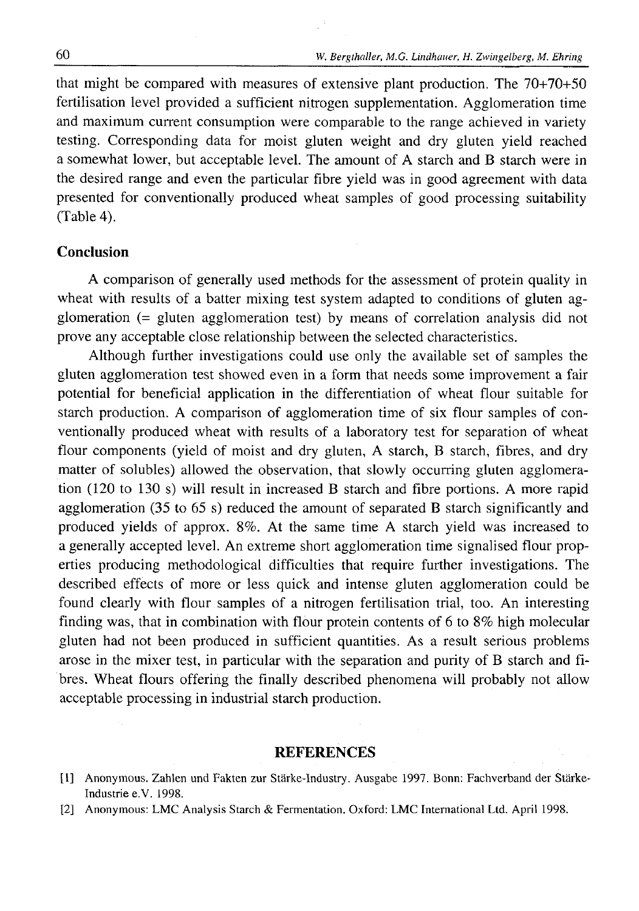that might be compared with measures of extensive plant production. The 70+70+50 fertilisation level provided a sufficient nitrogen supplementation. Agglomeration time and maximum current consumption were comparable to the range achieved in variety testing. Corresponding data for moist gluten weight and dry gluten yield reached a somewhat lower, but acceptable level. The amount of A starch and B starch were in the desired range and even the particular fibre yield was in good agreement with data presented for conventionally produced wheat samples of good processing suitability (Table 4).

## Conclusion

A comparison of generally used methods for the assessment of protein quality in wheat with results of a batter mixing test system adapted to conditions of gluten agglomeration (= gluten agglomeration test) by means of correlation analysis did not prove any acceptable close relationship between the selected characteristics.

Although further investigations could use only the available set of samples the gluten agglomeration test showed even in a form that needs some improvement a fair potential for beneficial application in the differentiation of wheat flour suitable for starch production. A comparison of agglomeration time of six flour samples of conventionally produced wheat with results of a laboratory test for separation of wheat flour components (yield of moist and dry gluten, A starch, B starch, fibres, and dry matter of solubles) allowed the observation, that slowly occurring gluten agglomeration (120 to 130 s) will result in increased B starch and fibre portions. A more rapid agglomeration (35 to 65 s) reduced the amount of separated B starch significantly and produced yields of approx. 8%. At the same time A starch yield was increased to a generally accepted level. An extreme short agglomeration time signalised flour properties producing methodological difficulties that require further investigations. The described effects of more or less quick and intense gluten agglomeration could be found clearly with flour samples of a nitrogen fertilisation trial, too. An interesting finding was, that in combination with flour protein contents of 6 to 8% high molecular gluten had not been produced in sufficient quantities. As a result serious problems arose in the mixer test, in particular with the separation and purity of B starch and fibres. Wheat flours offering the finally described phenomena will probably not allow acceptable processing in industrial starch production.

## REFERENCES

[1] Anonymous. Zahlen und Fakten zur Stärke-Industry. Ausgabe 1997. Bonn: Fachverband der Stärke-Industrie e.V. 1998.

[2] Anonymous: LMC Analysis Starch & Fermentation. Oxford: LMC International Ltd. April 1998.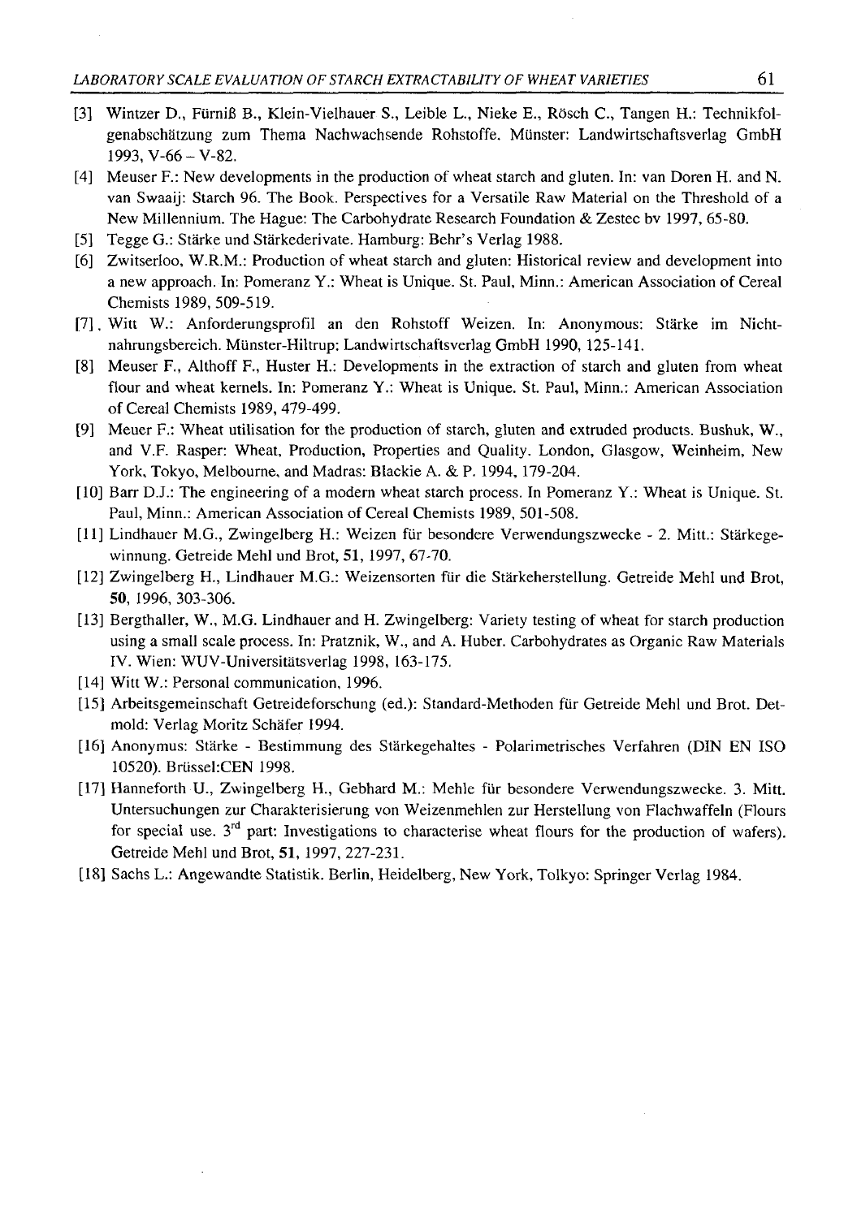[3] Wintzer D., Fürniß B., Klein-Vielhauer S., Leible L., Nieke E., Rösch C., Tangen H.: Technikfolgenabschätzung zum Thema Nachwachsende Rohstoffe. Münster: Landwirtschaftsverlag GmbH 1993, V-66 – V-82.

[4] Meuser F.: New developments in the production of wheat starch and gluten. In: van Doren H. and N. van Swaaij: Starch 96. The Book. Perspectives for a Versatile Raw Material on the Threshold of a New Millennium. The Hague: The Carbohydrate Research Foundation & Zestec bv 1997, 65-80.

[5] Tegge G.: Stärke und Stärkederivate. Hamburg: Behr's Verlag 1988.

[6] Zwitserloo, W.R.M.: Production of wheat starch and gluten: Historical review and development into a new approach. In: Pomeranz Y.: Wheat is Unique. St. Paul, Minn.: American Association of Cereal Chemists 1989, 509-519.

[7] Witt W.: Anforderungsprofil an den Rohstoff Weizen. In: Anonymous: Stärke im Nichtnahrungsbereich. Münster-Hiltrup: Landwirtschaftsverlag GmbH 1990, 125-141.

[8] Meuser F., Althoff F., Huster H.: Developments in the extraction of starch and gluten from wheat flour and wheat kernels. In: Pomeranz Y.: Wheat is Unique. St. Paul, Minn.: American Association of Cereal Chemists 1989, 479-499.

[9] Meuer F.: Wheat utilisation for the production of starch, gluten and extruded products. Bushuk, W., and V.F. Rasper: Wheat, Production, Properties and Quality. London, Glasgow, Weinheim, New York, Tokyo, Melbourne, and Madras: Blackie A. & P. 1994, 179-204.

[10] Barr D.J.: The engineering of a modern wheat starch process. In Pomeranz Y.: Wheat is Unique. St. Paul, Minn.: American Association of Cereal Chemists 1989, 501-508.

[11] Lindhauer M.G., Zwingelberg H.: Weizen für besondere Verwendungszwecke - 2. Mitt.: Stärkegewinnung. Getreide Mehl und Brot, **51**, 1997, 67-70.

[12] Zwingelberg H., Lindhauer M.G.: Weizensorten für die Stärkeherstellung. Getreide Mehl und Brot, **50**, 1996, 303-306.

[13] Bergthaller, W., M.G. Lindhauer and H. Zwingelberg: Variety testing of wheat for starch production using a small scale process. In: Pratznik, W., and A. Huber. Carbohydrates as Organic Raw Materials IV. Wien: WUV-Universitätsverlag 1998, 163-175.

[14] Witt W.: Personal communication, 1996.

[15] Arbeitsgemeinschaft Getreideforschung (ed.): Standard-Methoden für Getreide Mehl und Brot. Detmold: Verlag Moritz Schäfer 1994.

[16] Anonymus: Stärke - Bestimmung des Stärkegehaltes - Polarimetrisches Verfahren (DIN EN ISO 10520). Brüssel:CEN 1998.

[17] Hanneforth U., Zwingelberg H., Gebhard M.: Mehle für besondere Verwendungszwecke. 3. Mitt. Untersuchungen zur Charakterisierung von Weizenmehlen zur Herstellung von Flachwaffeln (Flours for special use. 3rd part: Investigations to characterise wheat flours for the production of wafers). Getreide Mehl und Brot, **51**, 1997, 227-231.

[18] Sachs L.: Angewandte Statistik. Berlin, Heidelberg, New York, Tolkyo: Springer Verlag 1984.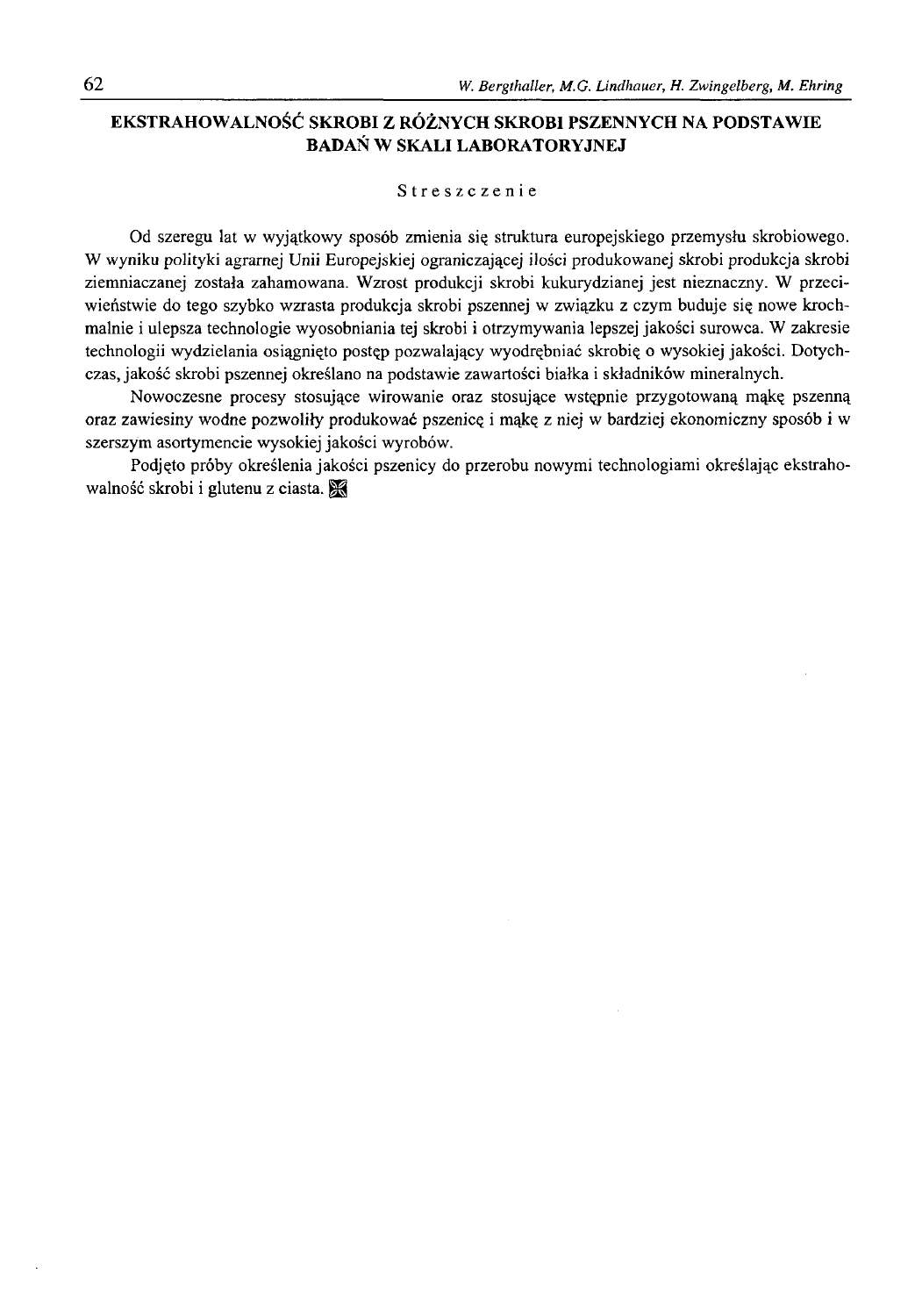## EKSTRAHOWALNOŚĆ SKROBI Z RÓŻNYCH SKROBI PSZENNYCH NA PODSTAWIE BADAŃ W SKALI LABORATORYJNEJ

### Streszczenie

Od szeregu lat w wyjątkowy sposób zmienia się struktura europejskiego przemysłu skrobiowego. W wyniku polityki agrarnej Unii Europejskiej ograniczającej ilości produkowanej skrobi produkcja skrobi ziemniaczanej została zahamowana. Wzrost produkcji skrobi kukurydzianej jest nieznaczny. W przeciwieństwie do tego szybko wzrasta produkcja skrobi pszennej w związku z czym buduje się nowe krochmalnie i ulepsza technologie wyosobniania tej skrobi i otrzymywania lepszej jakości surowca. W zakresie technologii wydzielania osiągnięto postęp pozwalający wyodrębniać skrobię o wysokiej jakości. Dotychczas, jakość skrobi pszennej określano na podstawie zawartości białka i składników mineralnych.

Nowoczesne procesy stosujące wirowanie oraz stosujące wstępnie przygotowaną mąkę pszenną oraz zawiesiny wodne pozwoliły produkować pszenicę i mąkę z niej w bardziej ekonomiczny sposób i w szerszym asortymencie wysokiej jakości wyrobów.

Podjęto próby określenia jakości pszenicy do przerobu nowymi technologiami określając ekstrahowalność skrobi i glutenu z ciasta.